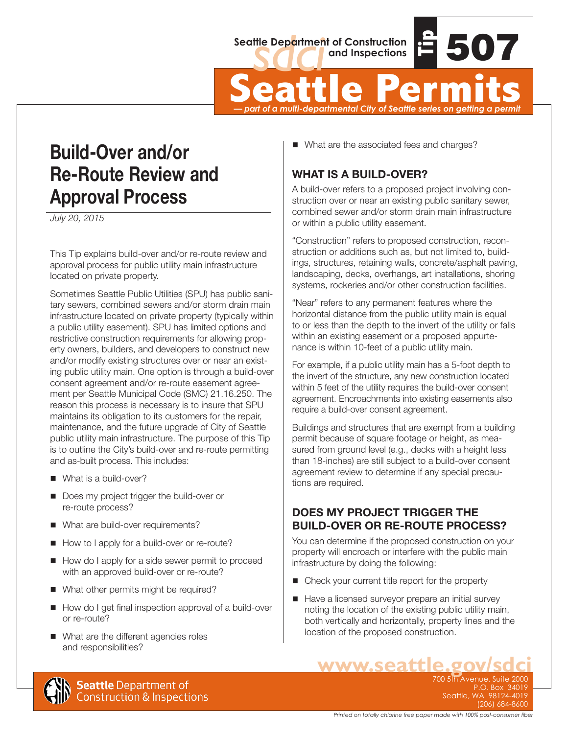Seattle Department of Construction and Inspections

Tip 507

# Seattle Permits

*— part of a multi-departmental City of Seattle series on getting a permit*

# Build-Over and/or Re-Route Review and Approval Process

*July 20, 2015*

This Tip explains build-over and/or re-route review and approval process for public utility main infrastructure located on private property.

Sometimes Seattle Public Utilities (SPU) has public sanitary sewers, combined sewers and/or storm drain main infrastructure located on private property (typically within a public utility easement). SPU has limited options and restrictive construction requirements for allowing property owners, builders, and developers to construct new and/or modify existing structures over or near an existing public utility main. One option is through a build-over consent agreement and/or re-route easement agreement per Seattle Municipal Code (SMC) 21.16.250. The reason this process is necessary is to insure that SPU maintains its obligation to its customers for the repair, maintenance, and the future upgrade of City of Seattle public utility main infrastructure. The purpose of this Tip is to outline the City's build-over and re-route permitting and as-built process. This includes:

- What is a build-over?
- Does my project trigger the build-over or re-route process?
- What are build-over requirements?
- How to I apply for a build-over or re-route?
- How do I apply for a side sewer permit to proceed with an approved build-over or re-route?
- What other permits might be required?
- How do I get final inspection approval of a build-over or re-route?
- What are the different agencies roles and responsibilities?
- What are the associated fees and charges?

## WHAT IS A BUILD-OVER?

A build-over refers to a proposed project involving construction over or near an existing public sanitary sewer, combined sewer and/or storm drain main infrastructure or within a public utility easement.

"Construction" refers to proposed construction, reconstruction or additions such as, but not limited to, buildings, structures, retaining walls, concrete/asphalt paving, landscaping, decks, overhangs, art installations, shoring systems, rockeries and/or other construction facilities.

"Near" refers to any permanent features where the horizontal distance from the public utility main is equal to or less than the depth to the invert of the utility or falls within an existing easement or a proposed appurtenance is within 10-feet of a public utility main.

For example, if a public utility main has a 5-foot depth to the invert of the structure, any new construction located within 5 feet of the utility requires the build-over consent agreement. Encroachments into existing easements also require a build-over consent agreement.

Buildings and structures that are exempt from a building permit because of square footage or height, as measured from ground level (e.g., decks with a height less than 18-inches) are still subject to a build-over consent agreement review to determine if any special precautions are required.

## DOES MY PROJECT TRIGGER THE BUILD-OVER OR RE-ROUTE PROCESS?

You can determine if the proposed construction on your property will encroach or interfere with the public main infrastructure by doing the following:

- Check your current title report for the property
- Have a licensed surveyor prepare an initial survey noting the location of the existing public utility main, both vertically and horizontally, property lines and the location of the proposed construction.

www.seattle.gov/sdci

Seattle Department of Construction & Inspections

700 5th Avenue, Suite 2000
P.O. Box 34019
Seattle, WA 98124-4019
(206) 684-8600

*Printed on totally chlorine free paper made with 100% post-consumer fiber*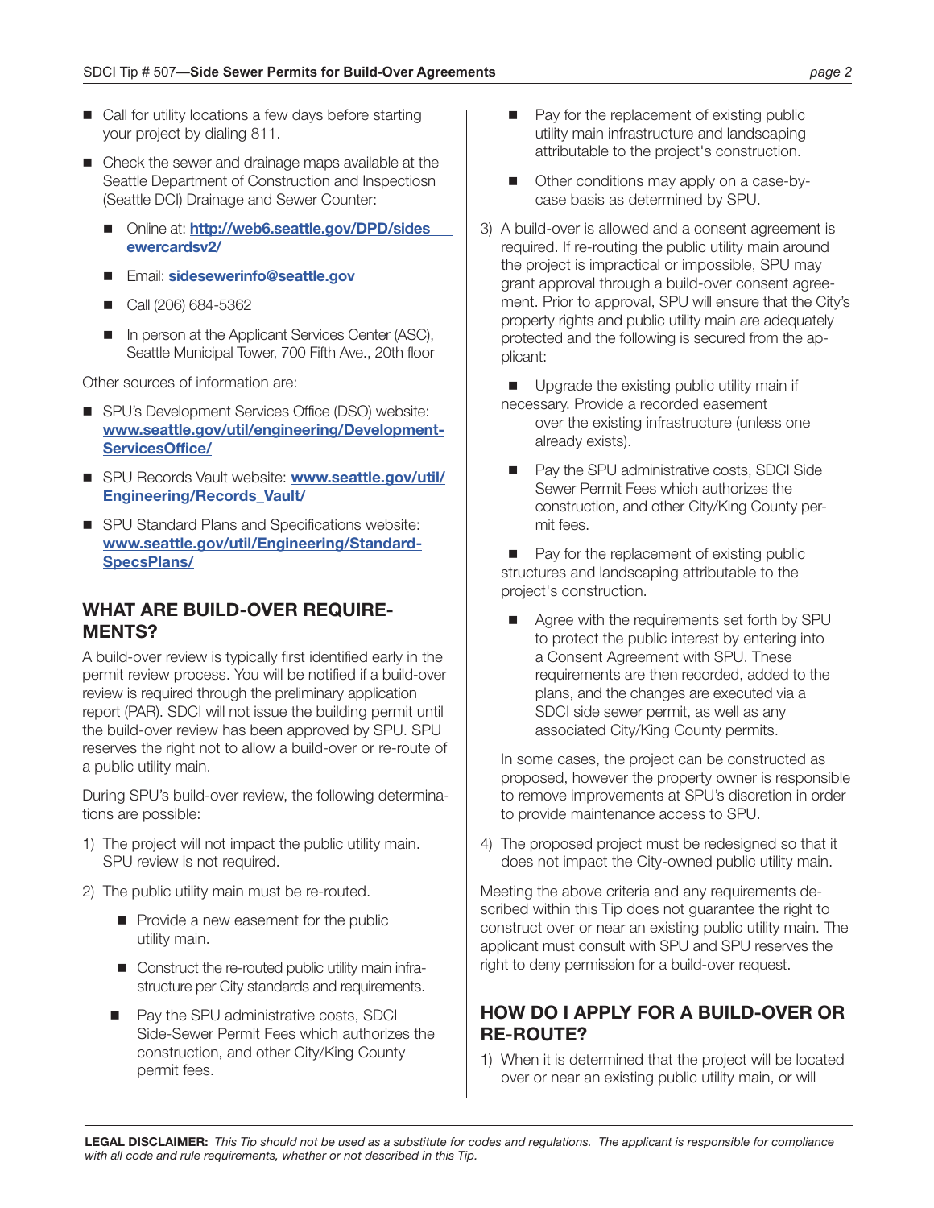- Call for utility locations a few days before starting your project by dialing 811.
- Check the sewer and drainage maps available at the Seattle Department of Construction and Inspectiosn (Seattle DCI) Drainage and Sewer Counter:
  - Online at: **http://web6.seattle.gov/DPD/sidesewercardsv2/**
  - Email: **sidesewerinfo@seattle.gov**
  - Call (206) 684-5362
  - In person at the Applicant Services Center (ASC), Seattle Municipal Tower, 700 Fifth Ave., 20th floor

Other sources of information are:

- SPU's Development Services Office (DSO) website: **www.seattle.gov/util/engineering/Development-ServicesOffice/**
- SPU Records Vault website: **www.seattle.gov/util/Engineering/Records_Vault/**
- SPU Standard Plans and Specifications website: **www.seattle.gov/util/Engineering/Standard-SpecsPlans/**

## WHAT ARE BUILD-OVER REQUIREMENTS?

A build-over review is typically first identified early in the permit review process. You will be notified if a build-over review is required through the preliminary application report (PAR). SDCI will not issue the building permit until the build-over review has been approved by SPU. SPU reserves the right not to allow a build-over or re-route of a public utility main.

During SPU's build-over review, the following determinations are possible:

1) The project will not impact the public utility main. SPU review is not required.
2) The public utility main must be re-routed.
   - Provide a new easement for the public utility main.
   - Construct the re-routed public utility main infrastructure per City standards and requirements.
   - Pay the SPU administrative costs, SDCI Side-Sewer Permit Fees which authorizes the construction, and other City/King County permit fees.
   - Pay for the replacement of existing public utility main infrastructure and landscaping attributable to the project's construction.
   - Other conditions may apply on a case-by-case basis as determined by SPU.
3) A build-over is allowed and a consent agreement is required. If re-routing the public utility main around the project is impractical or impossible, SPU may grant approval through a build-over consent agreement. Prior to approval, SPU will ensure that the City's property rights and public utility main are adequately protected and the following is secured from the applicant:
   - Upgrade the existing public utility main if necessary. Provide a recorded easement over the existing infrastructure (unless one already exists).
   - Pay the SPU administrative costs, SDCI Side Sewer Permit Fees which authorizes the construction, and other City/King County permit fees.
   - Pay for the replacement of existing public structures and landscaping attributable to the project's construction.
   - Agree with the requirements set forth by SPU to protect the public interest by entering into a Consent Agreement with SPU. These requirements are then recorded, added to the plans, and the changes are executed via a SDCI side sewer permit, as well as any associated City/King County permits.

   In some cases, the project can be constructed as proposed, however the property owner is responsible to remove improvements at SPU's discretion in order to provide maintenance access to SPU.
4) The proposed project must be redesigned so that it does not impact the City-owned public utility main.

Meeting the above criteria and any requirements described within this Tip does not guarantee the right to construct over or near an existing public utility main. The applicant must consult with SPU and SPU reserves the right to deny permission for a build-over request.

## HOW DO I APPLY FOR A BUILD-OVER OR RE-ROUTE?

1) When it is determined that the project will be located over or near an existing public utility main, or will

**LEGAL DISCLAIMER:** *This Tip should not be used as a substitute for codes and regulations. The applicant is responsible for compliance with all code and rule requirements, whether or not described in this Tip.*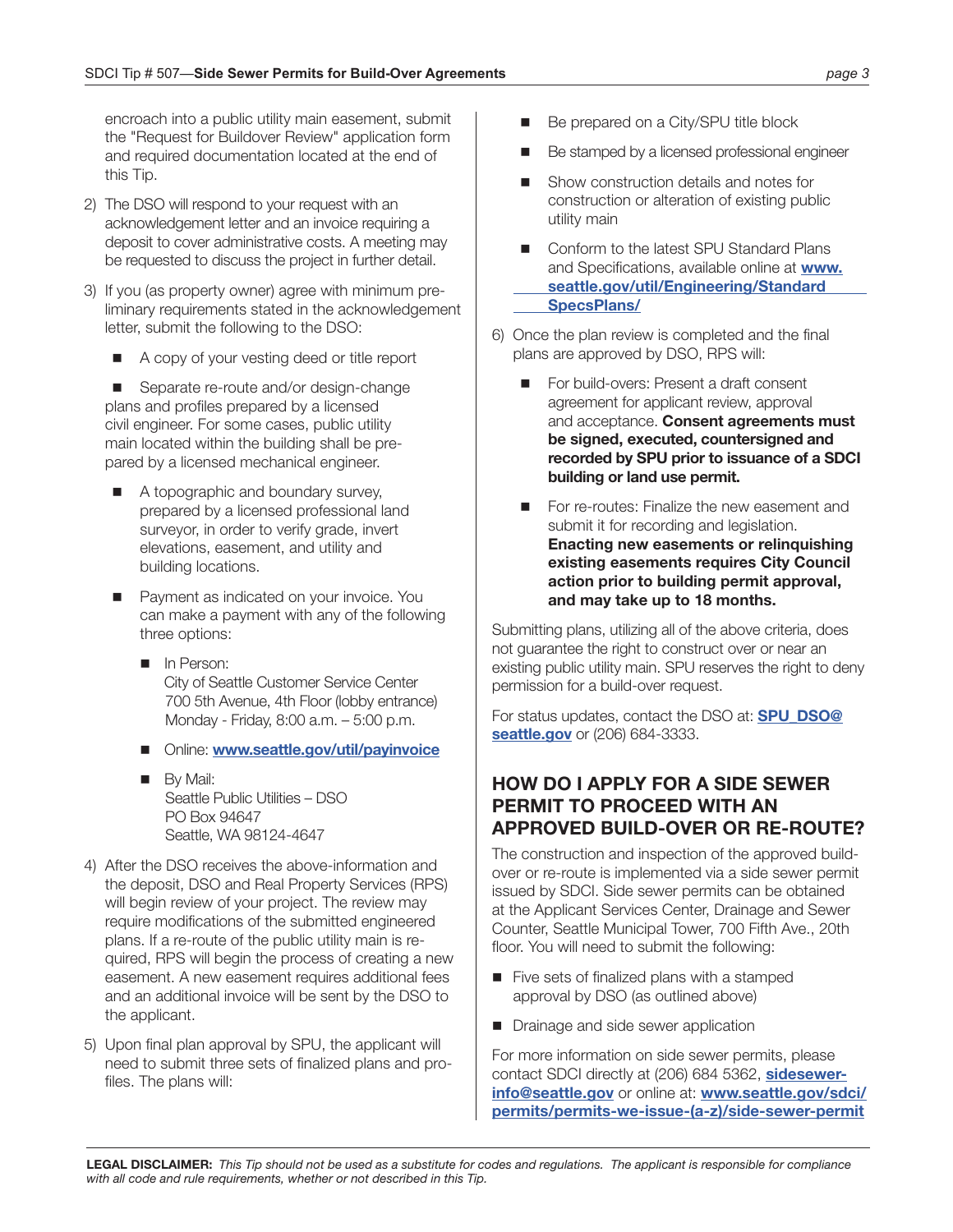encroach into a public utility main easement, submit the "Request for Buildover Review" application form and required documentation located at the end of this Tip.

2) The DSO will respond to your request with an acknowledgement letter and an invoice requiring a deposit to cover administrative costs. A meeting may be requested to discuss the project in further detail.

3) If you (as property owner) agree with minimum preliminary requirements stated in the acknowledgement letter, submit the following to the DSO:

   - A copy of your vesting deed or title report
   - Separate re-route and/or design-change plans and profiles prepared by a licensed civil engineer. For some cases, public utility main located within the building shall be prepared by a licensed mechanical engineer.
   - A topographic and boundary survey, prepared by a licensed professional land surveyor, in order to verify grade, invert elevations, easement, and utility and building locations.
   - Payment as indicated on your invoice. You can make a payment with any of the following three options:
     - In Person:  
       City of Seattle Customer Service Center  
       700 5th Avenue, 4th Floor (lobby entrance)  
       Monday - Friday, 8:00 a.m. – 5:00 p.m.
     - Online: **www.seattle.gov/util/payinvoice**
     - By Mail:  
       Seattle Public Utilities – DSO  
       PO Box 94647  
       Seattle, WA 98124-4647

4) After the DSO receives the above-information and the deposit, DSO and Real Property Services (RPS) will begin review of your project. The review may require modifications of the submitted engineered plans. If a re-route of the public utility main is required, RPS will begin the process of creating a new easement. A new easement requires additional fees and an additional invoice will be sent by the DSO to the applicant.

5) Upon final plan approval by SPU, the applicant will need to submit three sets of finalized plans and profiles. The plans will:

   - Be prepared on a City/SPU title block
   - Be stamped by a licensed professional engineer
   - Show construction details and notes for construction or alteration of existing public utility main
   - Conform to the latest SPU Standard Plans and Specifications, available online at **www.seattle.gov/util/Engineering/StandardSpecsPlans/**

6) Once the plan review is completed and the final plans are approved by DSO, RPS will:

   - For build-overs: Present a draft consent agreement for applicant review, approval and acceptance. **Consent agreements must be signed, executed, countersigned and recorded by SPU prior to issuance of a SDCI building or land use permit.**
   - For re-routes: Finalize the new easement and submit it for recording and legislation. **Enacting new easements or relinquishing existing easements requires City Council action prior to building permit approval, and may take up to 18 months.**

Submitting plans, utilizing all of the above criteria, does not guarantee the right to construct over or near an existing public utility main. SPU reserves the right to deny permission for a build-over request.

For status updates, contact the DSO at: **SPU_DSO@seattle.gov** or (206) 684-3333.

## HOW DO I APPLY FOR A SIDE SEWER PERMIT TO PROCEED WITH AN APPROVED BUILD-OVER OR RE-ROUTE?

The construction and inspection of the approved build-over or re-route is implemented via a side sewer permit issued by SDCI. Side sewer permits can be obtained at the Applicant Services Center, Drainage and Sewer Counter, Seattle Municipal Tower, 700 Fifth Ave., 20th floor. You will need to submit the following:

- Five sets of finalized plans with a stamped approval by DSO (as outlined above)
- Drainage and side sewer application

For more information on side sewer permits, please contact SDCI directly at (206) 684 5362, **sidesewer-info@seattle.gov** or online at: **www.seattle.gov/sdci/permits/permits-we-issue-(a-z)/side-sewer-permit**

**LEGAL DISCLAIMER:** *This Tip should not be used as a substitute for codes and regulations. The applicant is responsible for compliance with all code and rule requirements, whether or not described in this Tip.*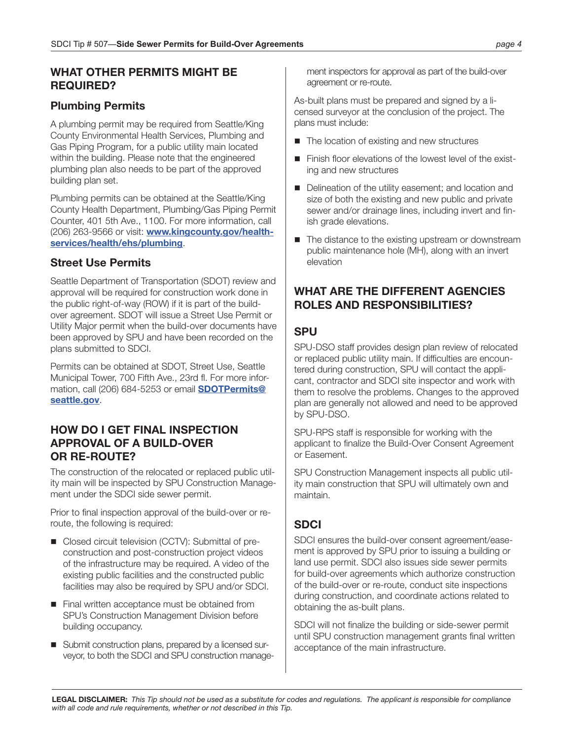## WHAT OTHER PERMITS MIGHT BE REQUIRED?

### Plumbing Permits

A plumbing permit may be required from Seattle/King County Environmental Health Services, Plumbing and Gas Piping Program, for a public utility main located within the building. Please note that the engineered plumbing plan also needs to be part of the approved building plan set.

Plumbing permits can be obtained at the Seattle/King County Health Department, Plumbing/Gas Piping Permit Counter, 401 5th Ave., 1100. For more information, call (206) 263-9566 or visit: **www.kingcounty.gov/health-services/health/ehs/plumbing**.

### Street Use Permits

Seattle Department of Transportation (SDOT) review and approval will be required for construction work done in the public right-of-way (ROW) if it is part of the build-over agreement. SDOT will issue a Street Use Permit or Utility Major permit when the build-over documents have been approved by SPU and have been recorded on the plans submitted to SDCI.

Permits can be obtained at SDOT, Street Use, Seattle Municipal Tower, 700 Fifth Ave., 23rd fl. For more information, call (206) 684-5253 or email **SDOTPermits@seattle.gov**.

## HOW DO I GET FINAL INSPECTION APPROVAL OF A BUILD-OVER OR RE-ROUTE?

The construction of the relocated or replaced public utility main will be inspected by SPU Construction Management under the SDCI side sewer permit.

Prior to final inspection approval of the build-over or re-route, the following is required:

- Closed circuit television (CCTV): Submittal of pre-construction and post-construction project videos of the infrastructure may be required. A video of the existing public facilities and the constructed public facilities may also be required by SPU and/or SDCI.
- Final written acceptance must be obtained from SPU's Construction Management Division before building occupancy.
- Submit construction plans, prepared by a licensed surveyor, to both the SDCI and SPU construction management inspectors for approval as part of the build-over agreement or re-route.

As-built plans must be prepared and signed by a licensed surveyor at the conclusion of the project. The plans must include:

- The location of existing and new structures
- Finish floor elevations of the lowest level of the existing and new structures
- Delineation of the utility easement; and location and size of both the existing and new public and private sewer and/or drainage lines, including invert and finish grade elevations.
- The distance to the existing upstream or downstream public maintenance hole (MH), along with an invert elevation

## WHAT ARE THE DIFFERENT AGENCIES ROLES AND RESPONSIBILITIES?

### SPU

SPU-DSO staff provides design plan review of relocated or replaced public utility main. If difficulties are encountered during construction, SPU will contact the applicant, contractor and SDCI site inspector and work with them to resolve the problems. Changes to the approved plan are generally not allowed and need to be approved by SPU-DSO.

SPU-RPS staff is responsible for working with the applicant to finalize the Build-Over Consent Agreement or Easement.

SPU Construction Management inspects all public utility main construction that SPU will ultimately own and maintain.

### SDCI

SDCI ensures the build-over consent agreement/easement is approved by SPU prior to issuing a building or land use permit. SDCI also issues side sewer permits for build-over agreements which authorize construction of the build-over or re-route, conduct site inspections during construction, and coordinate actions related to obtaining the as-built plans.

SDCI will not finalize the building or side-sewer permit until SPU construction management grants final written acceptance of the main infrastructure.

**LEGAL DISCLAIMER:** *This Tip should not be used as a substitute for codes and regulations. The applicant is responsible for compliance with all code and rule requirements, whether or not described in this Tip.*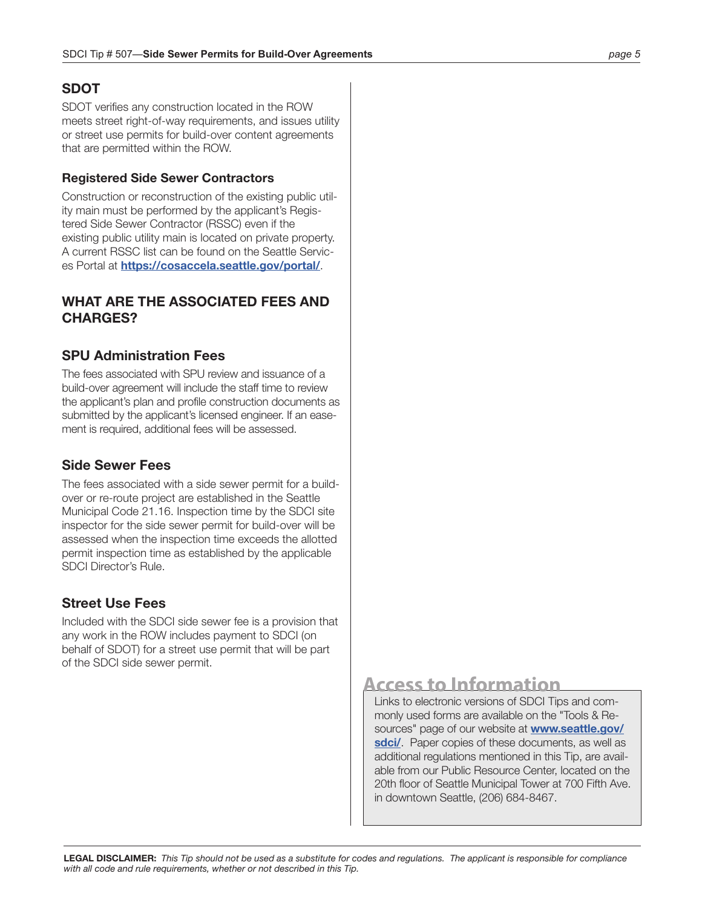### SDOT

SDOT verifies any construction located in the ROW meets street right-of-way requirements, and issues utility or street use permits for build-over content agreements that are permitted within the ROW.

### Registered Side Sewer Contractors

Construction or reconstruction of the existing public utility main must be performed by the applicant's Registered Side Sewer Contractor (RSSC) even if the existing public utility main is located on private property. A current RSSC list can be found on the Seattle Services Portal at **https://cosaccela.seattle.gov/portal/**.

## WHAT ARE THE ASSOCIATED FEES AND CHARGES?

### SPU Administration Fees

The fees associated with SPU review and issuance of a build-over agreement will include the staff time to review the applicant's plan and profile construction documents as submitted by the applicant's licensed engineer. If an easement is required, additional fees will be assessed.

### Side Sewer Fees

The fees associated with a side sewer permit for a build-over or re-route project are established in the Seattle Municipal Code 21.16. Inspection time by the SDCI site inspector for the side sewer permit for build-over will be assessed when the inspection time exceeds the allotted permit inspection time as established by the applicable SDCI Director's Rule.

### Street Use Fees

Included with the SDCI side sewer fee is a provision that any work in the ROW includes payment to SDCI (on behalf of SDOT) for a street use permit that will be part of the SDCI side sewer permit.

## Access to Information

Links to electronic versions of SDCI Tips and commonly used forms are available on the "Tools & Resources" page of our website at **www.seattle.gov/sdci/**. Paper copies of these documents, as well as additional regulations mentioned in this Tip, are available from our Public Resource Center, located on the 20th floor of Seattle Municipal Tower at 700 Fifth Ave. in downtown Seattle, (206) 684-8467.

**LEGAL DISCLAIMER:** *This Tip should not be used as a substitute for codes and regulations. The applicant is responsible for compliance with all code and rule requirements, whether or not described in this Tip.*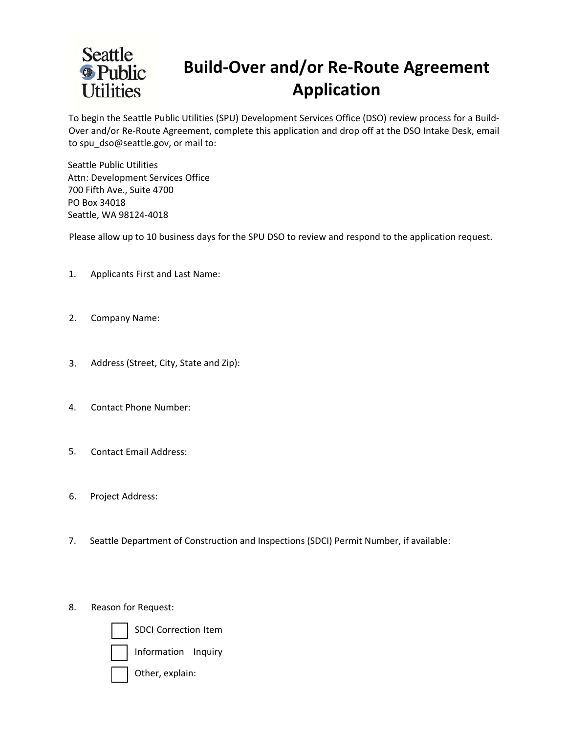Seattle Public Utilities

# Build-Over and/or Re-Route Agreement Application

To begin the Seattle Public Utilities (SPU) Development Services Office (DSO) review process for a Build-Over and/or Re-Route Agreement, complete this application and drop off at the DSO Intake Desk, email to spu_dso@seattle.gov, or mail to:

Seattle Public Utilities
Attn: Development Services Office
700 Fifth Ave., Suite 4700
PO Box 34018
Seattle, WA 98124-4018

Please allow up to 10 business days for the SPU DSO to review and respond to the application request.

1. Applicants First and Last Name:

2. Company Name:

3. Address (Street, City, State and Zip):

4. Contact Phone Number:

5. Contact Email Address:

6. Project Address:

7. Seattle Department of Construction and Inspections (SDCI) Permit Number, if available:

8. Reason for Request:

   - [ ] SDCI Correction Item
   - [ ] Information Inquiry
   - [ ] Other, explain: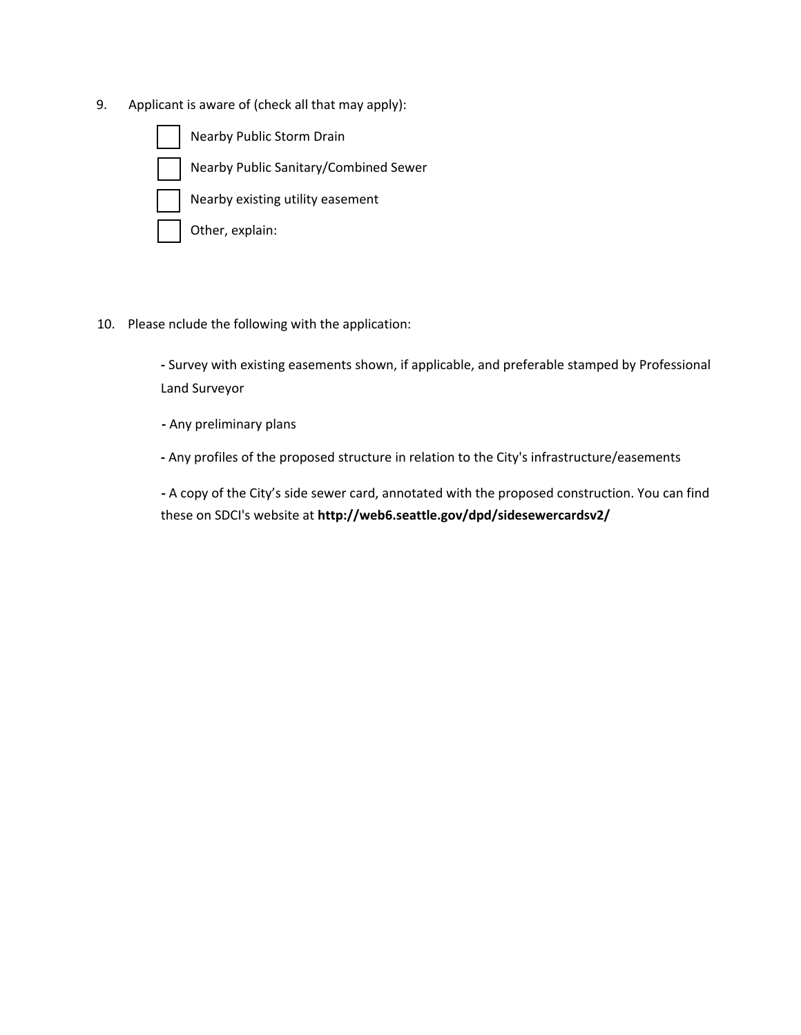9. Applicant is aware of (check all that may apply):

- ☐ Nearby Public Storm Drain
- ☐ Nearby Public Sanitary/Combined Sewer
- ☐ Nearby existing utility easement
- ☐ Other, explain:

10. Please nclude the following with the application:

    **-** Survey with existing easements shown, if applicable, and preferable stamped by Professional Land Surveyor

    **-** Any preliminary plans

    **-** Any profiles of the proposed structure in relation to the City's infrastructure/easements

    **-** A copy of the City's side sewer card, annotated with the proposed construction. You can find these on SDCI's website at **http://web6.seattle.gov/dpd/sidesewercardsv2/**